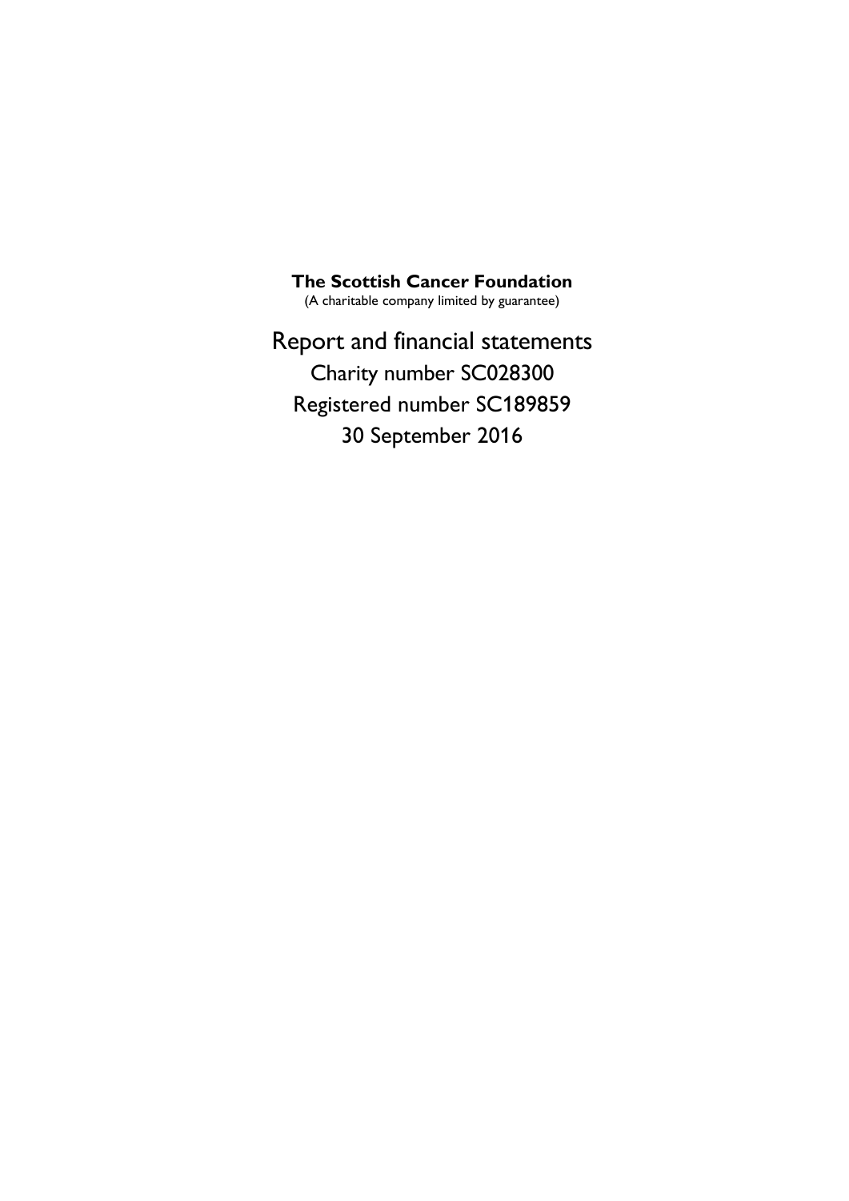# The Scottish Cancer Foundation

(A charitable company limited by guarantee)

## Report and financial statements

Charity number SC028300

Registered number SC189859

30 September 2016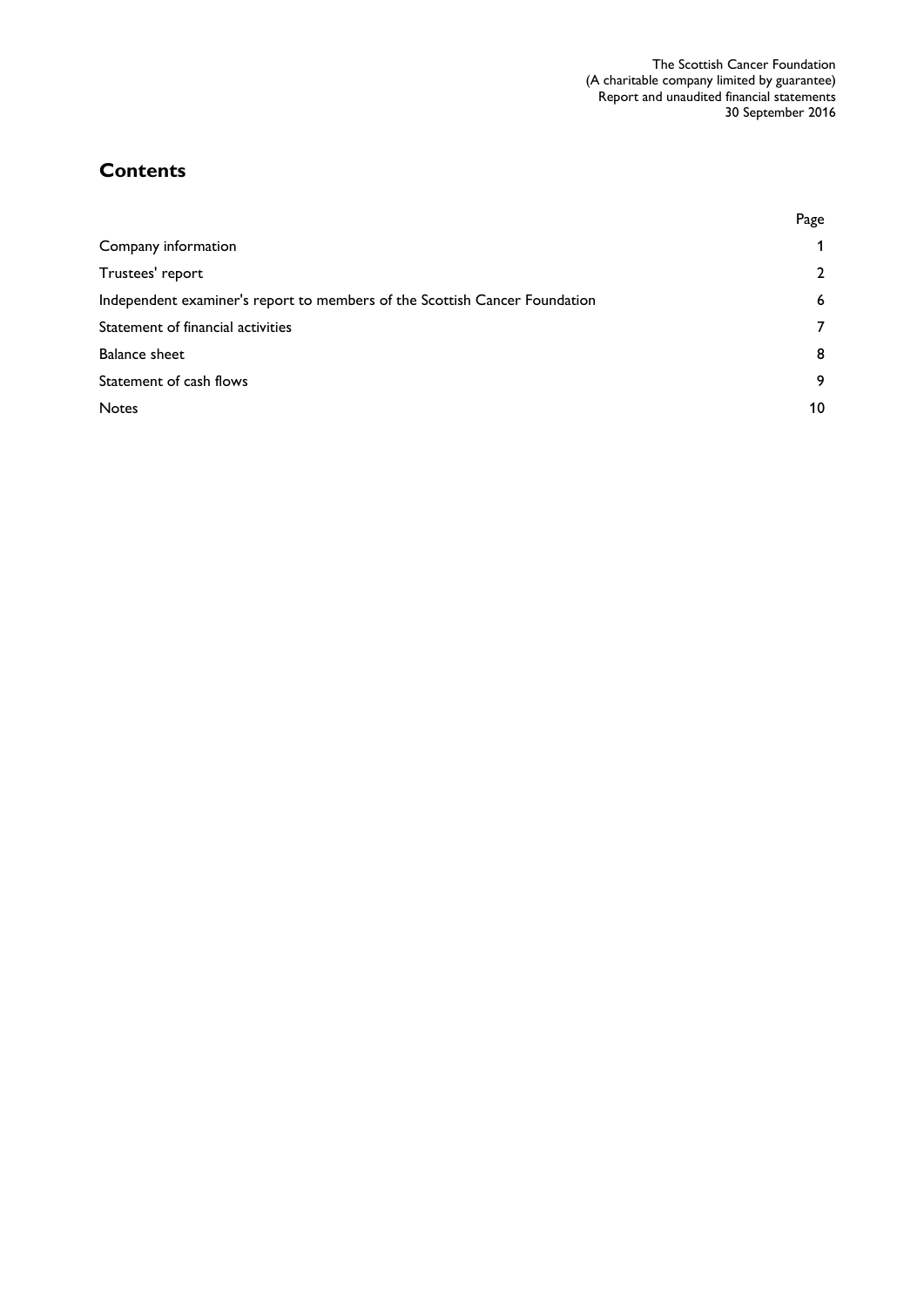## Contents

| | Page |
|---|---|
| Company information | 1 |
| Trustees' report | 2 |
| Independent examiner's report to members of the Scottish Cancer Foundation | 6 |
| Statement of financial activities | 7 |
| Balance sheet | 8 |
| Statement of cash flows | 9 |
| Notes | 10 |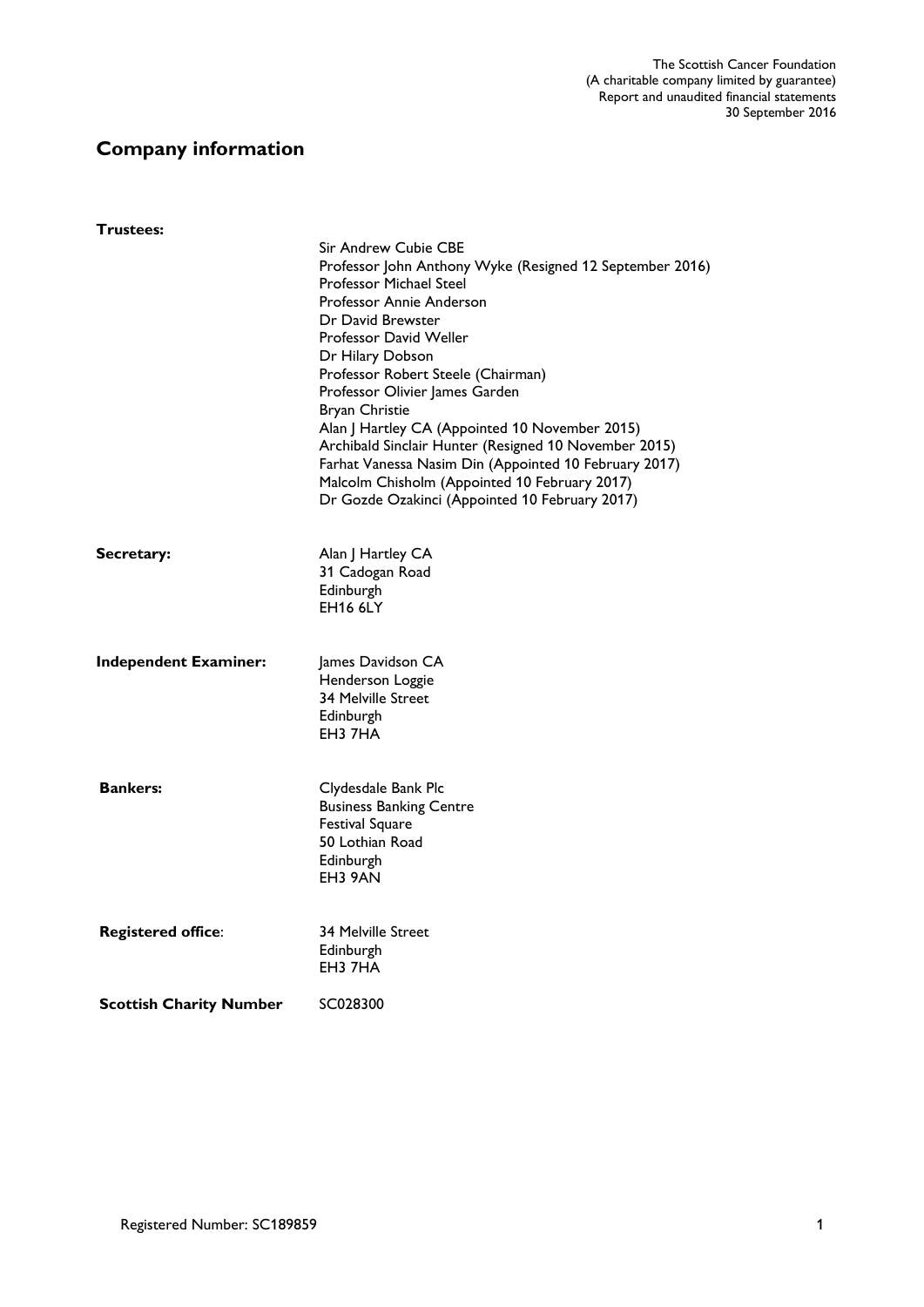# Company information

**Trustees:**

Sir Andrew Cubie CBE
Professor John Anthony Wyke (Resigned 12 September 2016)
Professor Michael Steel
Professor Annie Anderson
Dr David Brewster
Professor David Weller
Dr Hilary Dobson
Professor Robert Steele (Chairman)
Professor Olivier James Garden
Bryan Christie
Alan J Hartley CA (Appointed 10 November 2015)
Archibald Sinclair Hunter (Resigned 10 November 2015)
Farhat Vanessa Nasim Din (Appointed 10 February 2017)
Malcolm Chisholm (Appointed 10 February 2017)
Dr Gozde Ozakinci (Appointed 10 February 2017)

**Secretary:**

Alan J Hartley CA
31 Cadogan Road
Edinburgh
EH16 6LY

**Independent Examiner:**

James Davidson CA
Henderson Loggie
34 Melville Street
Edinburgh
EH3 7HA

**Bankers:**

Clydesdale Bank Plc
Business Banking Centre
Festival Square
50 Lothian Road
Edinburgh
EH3 9AN

**Registered office**:

34 Melville Street
Edinburgh
EH3 7HA

**Scottish Charity Number** SC028300

Registered Number: SC189859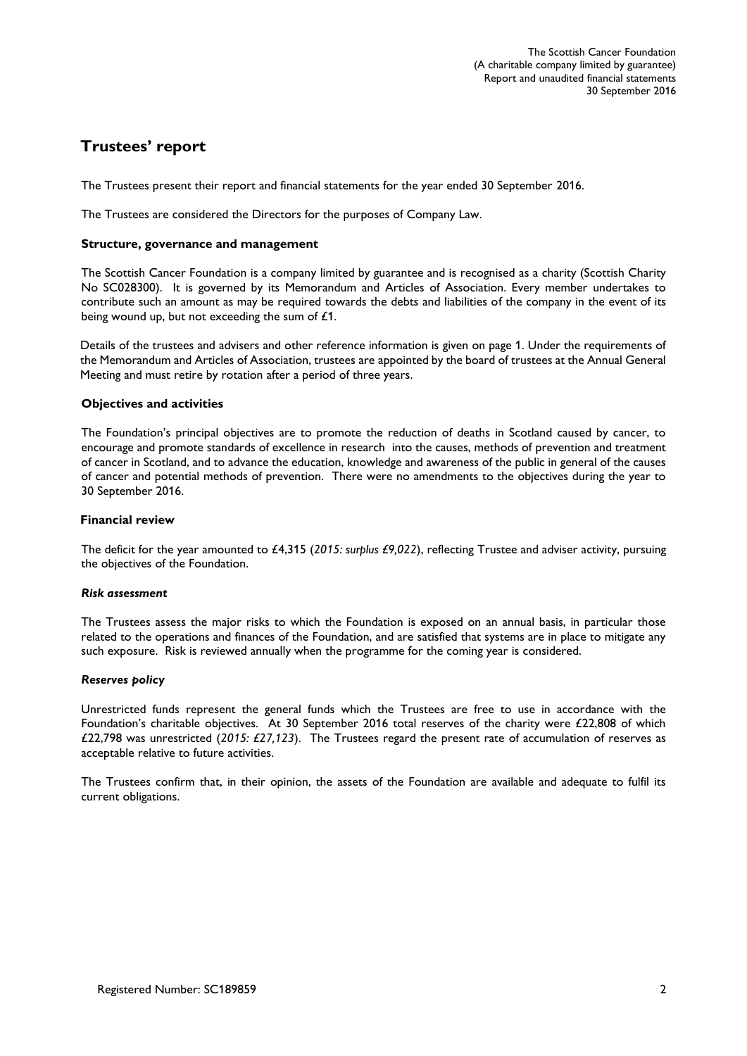# Trustees' report

The Trustees present their report and financial statements for the year ended 30 September 2016.

The Trustees are considered the Directors for the purposes of Company Law.

### Structure, governance and management

The Scottish Cancer Foundation is a company limited by guarantee and is recognised as a charity (Scottish Charity No SC028300). It is governed by its Memorandum and Articles of Association. Every member undertakes to contribute such an amount as may be required towards the debts and liabilities of the company in the event of its being wound up, but not exceeding the sum of £1.

Details of the trustees and advisers and other reference information is given on page 1. Under the requirements of the Memorandum and Articles of Association, trustees are appointed by the board of trustees at the Annual General Meeting and must retire by rotation after a period of three years.

### Objectives and activities

The Foundation's principal objectives are to promote the reduction of deaths in Scotland caused by cancer, to encourage and promote standards of excellence in research into the causes, methods of prevention and treatment of cancer in Scotland, and to advance the education, knowledge and awareness of the public in general of the causes of cancer and potential methods of prevention. There were no amendments to the objectives during the year to 30 September 2016.

### Financial review

The deficit for the year amounted to £4,315 (*2015: surplus £9,022*), reflecting Trustee and adviser activity, pursuing the objectives of the Foundation.

#### *Risk assessment*

The Trustees assess the major risks to which the Foundation is exposed on an annual basis, in particular those related to the operations and finances of the Foundation, and are satisfied that systems are in place to mitigate any such exposure. Risk is reviewed annually when the programme for the coming year is considered.

#### *Reserves policy*

Unrestricted funds represent the general funds which the Trustees are free to use in accordance with the Foundation's charitable objectives. At 30 September 2016 total reserves of the charity were £22,808 of which £22,798 was unrestricted (*2015: £27,123*). The Trustees regard the present rate of accumulation of reserves as acceptable relative to future activities.

The Trustees confirm that, in their opinion, the assets of the Foundation are available and adequate to fulfil its current obligations.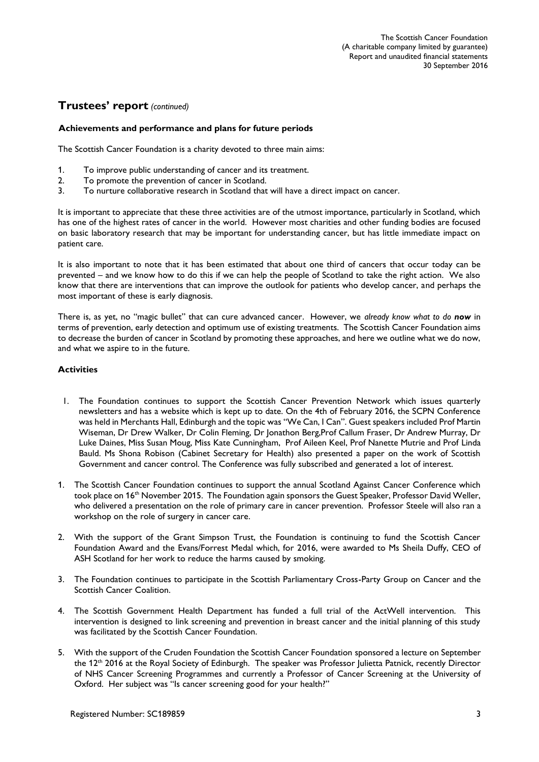# Trustees' report *(continued)*

### Achievements and performance and plans for future periods

The Scottish Cancer Foundation is a charity devoted to three main aims:

1. To improve public understanding of cancer and its treatment.
2. To promote the prevention of cancer in Scotland.
3. To nurture collaborative research in Scotland that will have a direct impact on cancer.

It is important to appreciate that these three activities are of the utmost importance, particularly in Scotland, which has one of the highest rates of cancer in the world. However most charities and other funding bodies are focused on basic laboratory research that may be important for understanding cancer, but has little immediate impact on patient care.

It is also important to note that it has been estimated that about one third of cancers that occur today can be prevented – and we know how to do this if we can help the people of Scotland to take the right action. We also know that there are interventions that can improve the outlook for patients who develop cancer, and perhaps the most important of these is early diagnosis.

There is, as yet, no "magic bullet" that can cure advanced cancer. However, we *already know what to do* ***now*** in terms of prevention, early detection and optimum use of existing treatments. The Scottish Cancer Foundation aims to decrease the burden of cancer in Scotland by promoting these approaches, and here we outline what we do now, and what we aspire to in the future.

### Activities

1. The Foundation continues to support the Scottish Cancer Prevention Network which issues quarterly newsletters and has a website which is kept up to date. On the 4th of February 2016, the SCPN Conference was held in Merchants Hall, Edinburgh and the topic was "We Can, I Can". Guest speakers included Prof Martin Wiseman, Dr Drew Walker, Dr Colin Fleming, Dr Jonathon Berg,Prof Callum Fraser, Dr Andrew Murray, Dr Luke Daines, Miss Susan Moug, Miss Kate Cunningham, Prof Aileen Keel, Prof Nanette Mutrie and Prof Linda Bauld. Ms Shona Robison (Cabinet Secretary for Health) also presented a paper on the work of Scottish Government and cancer control. The Conference was fully subscribed and generated a lot of interest.

1. The Scottish Cancer Foundation continues to support the annual Scotland Against Cancer Conference which took place on 16th November 2015. The Foundation again sponsors the Guest Speaker, Professor David Weller, who delivered a presentation on the role of primary care in cancer prevention. Professor Steele will also ran a workshop on the role of surgery in cancer care.

2. With the support of the Grant Simpson Trust, the Foundation is continuing to fund the Scottish Cancer Foundation Award and the Evans/Forrest Medal which, for 2016, were awarded to Ms Sheila Duffy, CEO of ASH Scotland for her work to reduce the harms caused by smoking.

3. The Foundation continues to participate in the Scottish Parliamentary Cross-Party Group on Cancer and the Scottish Cancer Coalition.

4. The Scottish Government Health Department has funded a full trial of the ActWell intervention. This intervention is designed to link screening and prevention in breast cancer and the initial planning of this study was facilitated by the Scottish Cancer Foundation.

5. With the support of the Cruden Foundation the Scottish Cancer Foundation sponsored a lecture on September the 12th 2016 at the Royal Society of Edinburgh. The speaker was Professor Julietta Patnick, recently Director of NHS Cancer Screening Programmes and currently a Professor of Cancer Screening at the University of Oxford. Her subject was "Is cancer screening good for your health?"

Registered Number: SC189859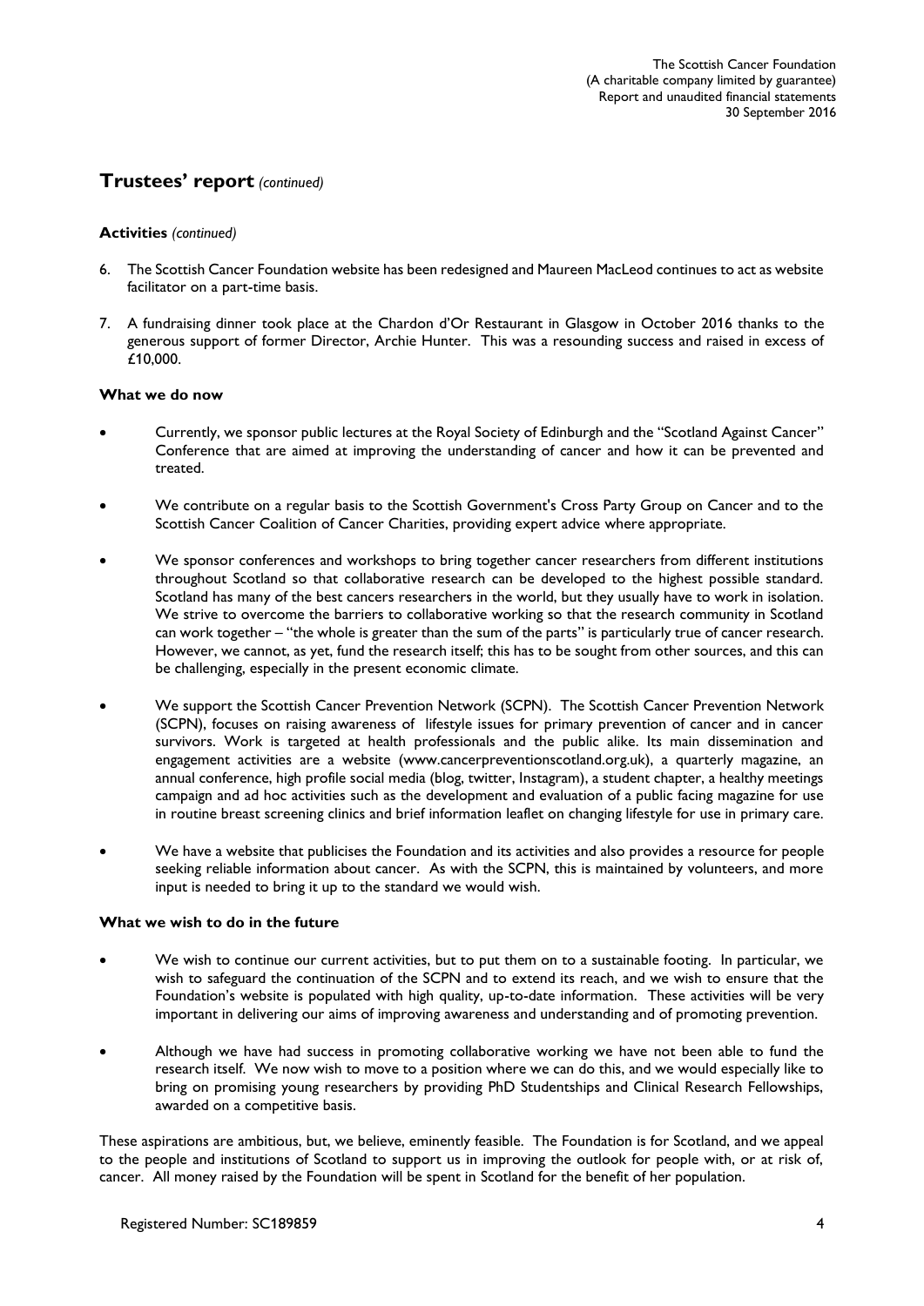## Trustees' report *(continued)*

**Activities** *(continued)*

6. The Scottish Cancer Foundation website has been redesigned and Maureen MacLeod continues to act as website facilitator on a part-time basis.

7. A fundraising dinner took place at the Chardon d'Or Restaurant in Glasgow in October 2016 thanks to the generous support of former Director, Archie Hunter. This was a resounding success and raised in excess of £10,000.

**What we do now**

- Currently, we sponsor public lectures at the Royal Society of Edinburgh and the "Scotland Against Cancer" Conference that are aimed at improving the understanding of cancer and how it can be prevented and treated.

- We contribute on a regular basis to the Scottish Government's Cross Party Group on Cancer and to the Scottish Cancer Coalition of Cancer Charities, providing expert advice where appropriate.

- We sponsor conferences and workshops to bring together cancer researchers from different institutions throughout Scotland so that collaborative research can be developed to the highest possible standard. Scotland has many of the best cancers researchers in the world, but they usually have to work in isolation. We strive to overcome the barriers to collaborative working so that the research community in Scotland can work together – "the whole is greater than the sum of the parts" is particularly true of cancer research. However, we cannot, as yet, fund the research itself; this has to be sought from other sources, and this can be challenging, especially in the present economic climate.

- We support the Scottish Cancer Prevention Network (SCPN). The Scottish Cancer Prevention Network (SCPN), focuses on raising awareness of lifestyle issues for primary prevention of cancer and in cancer survivors. Work is targeted at health professionals and the public alike. Its main dissemination and engagement activities are a website (www.cancerpreventionscotland.org.uk), a quarterly magazine, an annual conference, high profile social media (blog, twitter, Instagram), a student chapter, a healthy meetings campaign and ad hoc activities such as the development and evaluation of a public facing magazine for use in routine breast screening clinics and brief information leaflet on changing lifestyle for use in primary care.

- We have a website that publicises the Foundation and its activities and also provides a resource for people seeking reliable information about cancer. As with the SCPN, this is maintained by volunteers, and more input is needed to bring it up to the standard we would wish.

**What we wish to do in the future**

- We wish to continue our current activities, but to put them on to a sustainable footing. In particular, we wish to safeguard the continuation of the SCPN and to extend its reach, and we wish to ensure that the Foundation's website is populated with high quality, up-to-date information. These activities will be very important in delivering our aims of improving awareness and understanding and of promoting prevention.

- Although we have had success in promoting collaborative working we have not been able to fund the research itself. We now wish to move to a position where we can do this, and we would especially like to bring on promising young researchers by providing PhD Studentships and Clinical Research Fellowships, awarded on a competitive basis.

These aspirations are ambitious, but, we believe, eminently feasible. The Foundation is for Scotland, and we appeal to the people and institutions of Scotland to support us in improving the outlook for people with, or at risk of, cancer. All money raised by the Foundation will be spent in Scotland for the benefit of her population.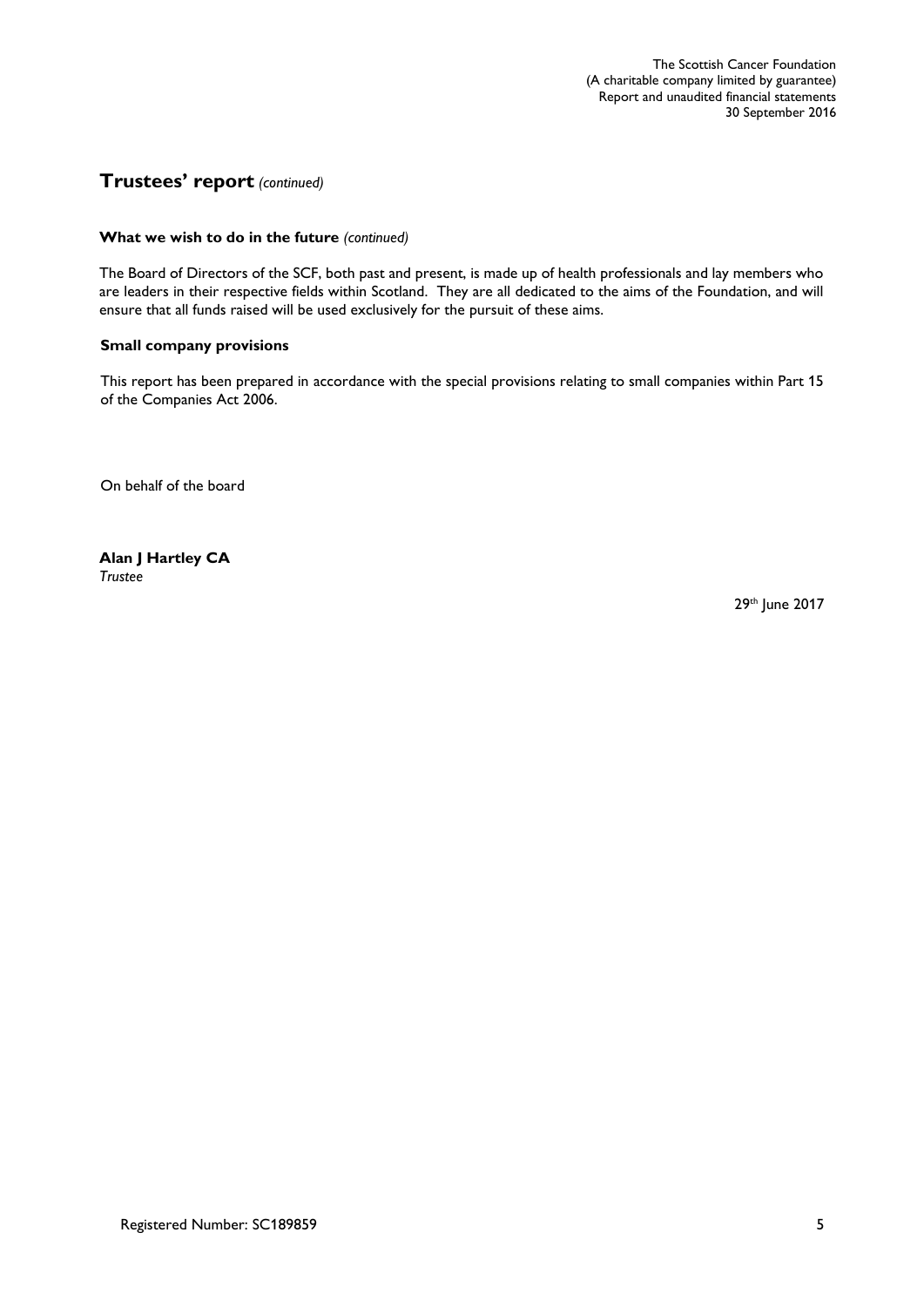## Trustees' report *(continued)*

### What we wish to do in the future *(continued)*

The Board of Directors of the SCF, both past and present, is made up of health professionals and lay members who are leaders in their respective fields within Scotland. They are all dedicated to the aims of the Foundation, and will ensure that all funds raised will be used exclusively for the pursuit of these aims.

### Small company provisions

This report has been prepared in accordance with the special provisions relating to small companies within Part 15 of the Companies Act 2006.

On behalf of the board

**Alan J Hartley CA**
*Trustee*

29th June 2017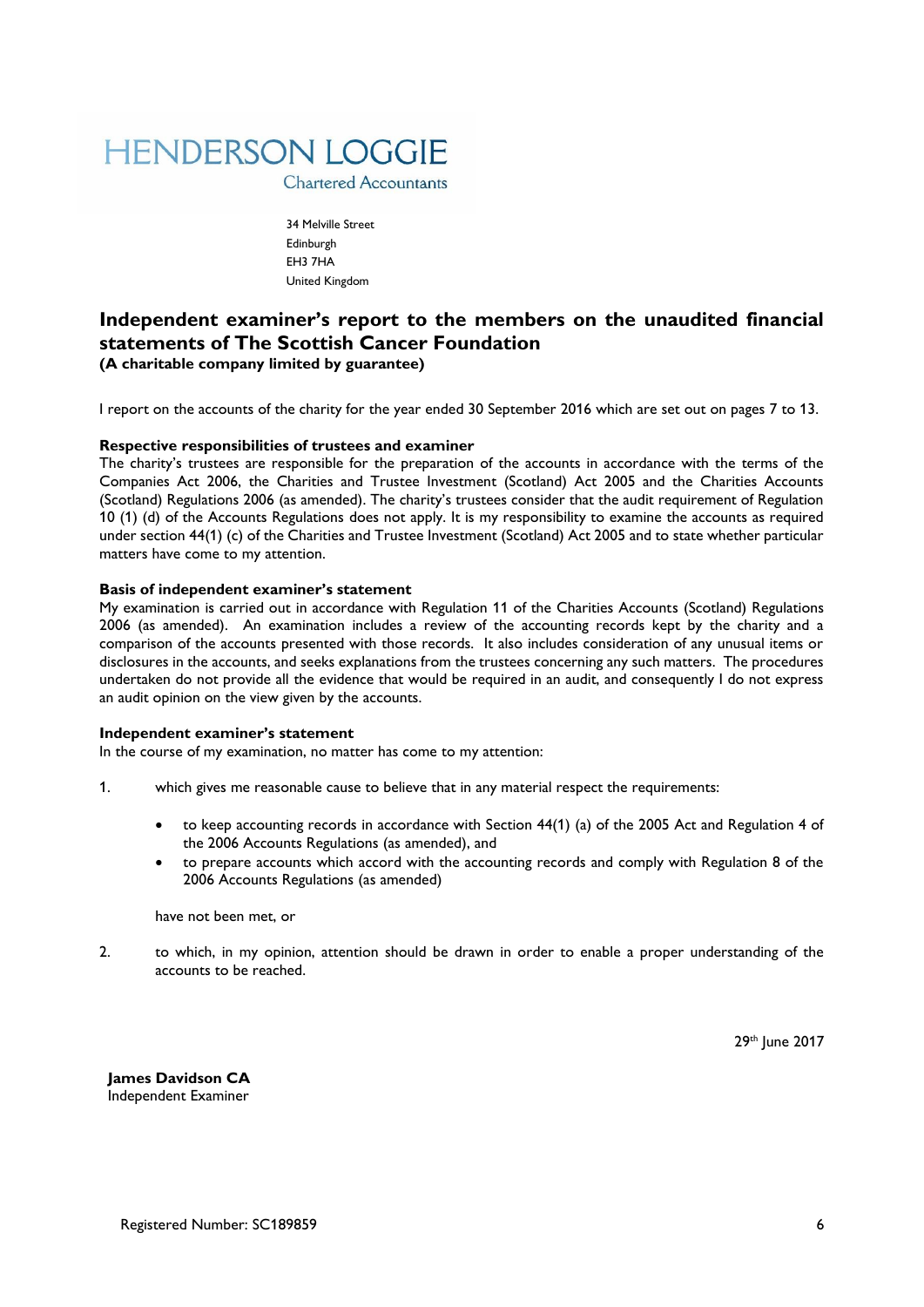HENDERSON LOGGIE
Chartered Accountants

34 Melville Street
Edinburgh
EH3 7HA
United Kingdom

## Independent examiner's report to the members on the unaudited financial statements of The Scottish Cancer Foundation

**(A charitable company limited by guarantee)**

I report on the accounts of the charity for the year ended 30 September 2016 which are set out on pages 7 to 13.

**Respective responsibilities of trustees and examiner**

The charity's trustees are responsible for the preparation of the accounts in accordance with the terms of the Companies Act 2006, the Charities and Trustee Investment (Scotland) Act 2005 and the Charities Accounts (Scotland) Regulations 2006 (as amended). The charity's trustees consider that the audit requirement of Regulation 10 (1) (d) of the Accounts Regulations does not apply. It is my responsibility to examine the accounts as required under section 44(1) (c) of the Charities and Trustee Investment (Scotland) Act 2005 and to state whether particular matters have come to my attention.

**Basis of independent examiner's statement**

My examination is carried out in accordance with Regulation 11 of the Charities Accounts (Scotland) Regulations 2006 (as amended). An examination includes a review of the accounting records kept by the charity and a comparison of the accounts presented with those records. It also includes consideration of any unusual items or disclosures in the accounts, and seeks explanations from the trustees concerning any such matters. The procedures undertaken do not provide all the evidence that would be required in an audit, and consequently I do not express an audit opinion on the view given by the accounts.

**Independent examiner's statement**

In the course of my examination, no matter has come to my attention:

1. which gives me reasonable cause to believe that in any material respect the requirements:

   - to keep accounting records in accordance with Section 44(1) (a) of the 2005 Act and Regulation 4 of the 2006 Accounts Regulations (as amended), and
   - to prepare accounts which accord with the accounting records and comply with Regulation 8 of the 2006 Accounts Regulations (as amended)

   have not been met, or

2. to which, in my opinion, attention should be drawn in order to enable a proper understanding of the accounts to be reached.

29th June 2017

**James Davidson CA**
Independent Examiner

Registered Number: SC189859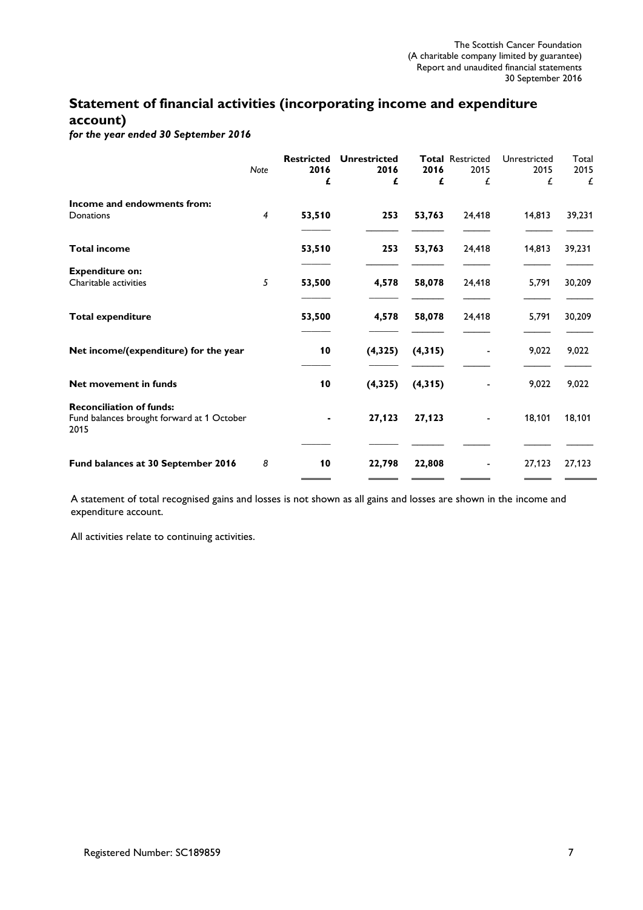## Statement of financial activities (incorporating income and expenditure account)

*for the year ended 30 September 2016*

| | *Note* | **Restricted 2016 £** | **Unrestricted 2016 £** | **Total 2016 £** | Restricted 2015 £ | Unrestricted 2015 £ | Total 2015 £ |
|---|---|---|---|---|---|---|---|
| **Income and endowments from:** | | | | | | | |
| Donations | *4* | **53,510** | **253** | **53,763** | 24,418 | 14,813 | 39,231 |
| **Total income** | | **53,510** | **253** | **53,763** | 24,418 | 14,813 | 39,231 |
| **Expenditure on:** | | | | | | | |
| Charitable activities | *5* | **53,500** | **4,578** | **58,078** | 24,418 | 5,791 | 30,209 |
| **Total expenditure** | | **53,500** | **4,578** | **58,078** | 24,418 | 5,791 | 30,209 |
| **Net income/(expenditure) for the year** | | **10** | **(4,325)** | **(4,315)** | - | 9,022 | 9,022 |
| **Net movement in funds** | | **10** | **(4,325)** | **(4,315)** | - | 9,022 | 9,022 |
| **Reconciliation of funds:** | | | | | | | |
| Fund balances brought forward at 1 October 2015 | | **-** | **27,123** | **27,123** | - | 18,101 | 18,101 |
| **Fund balances at 30 September 2016** | *8* | **10** | **22,798** | **22,808** | - | 27,123 | 27,123 |

A statement of total recognised gains and losses is not shown as all gains and losses are shown in the income and expenditure account.

All activities relate to continuing activities.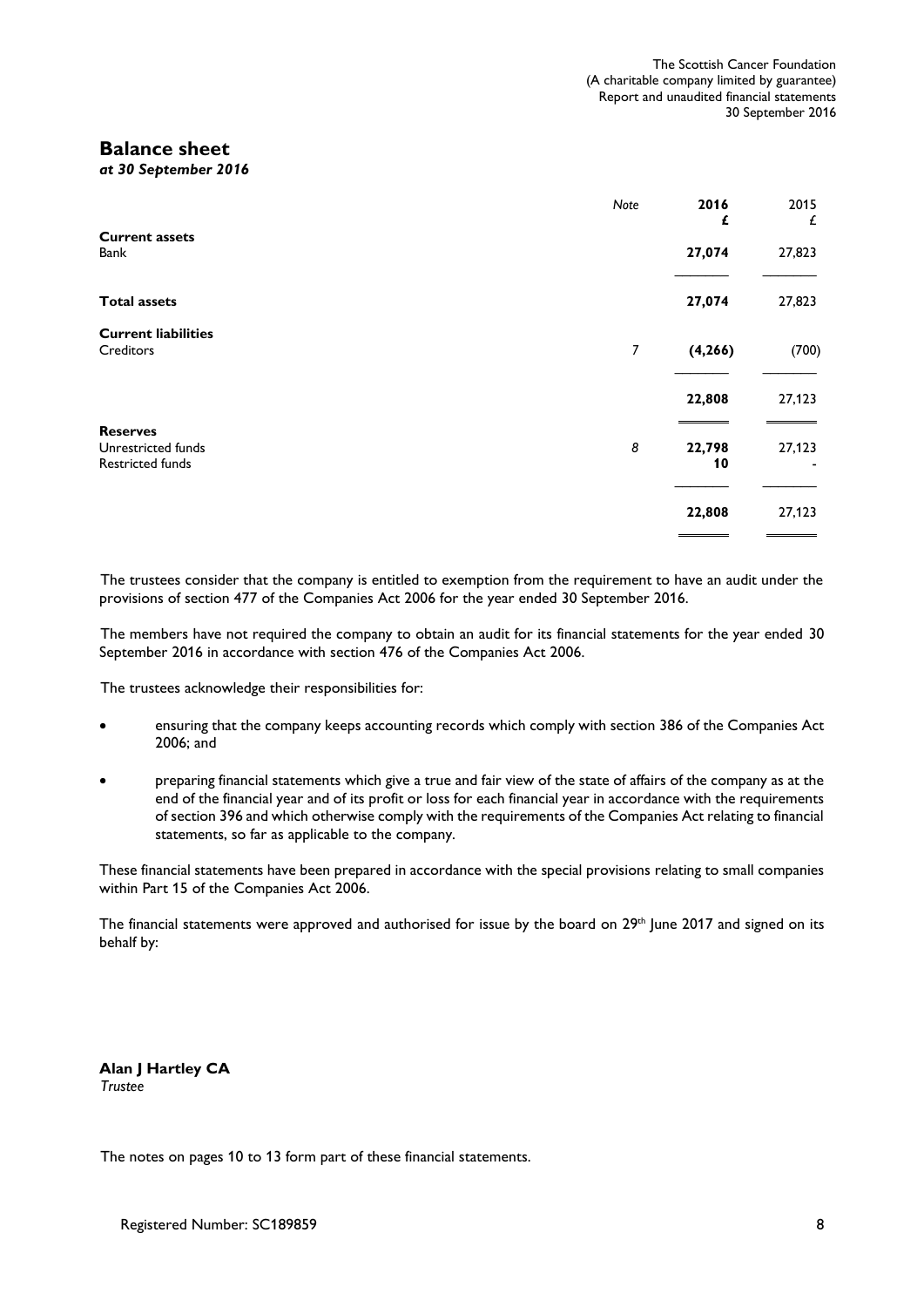# Balance sheet

*at 30 September 2016*

| | Note | 2016 £ | 2015 £ |
|---|---|---|---|
| **Current assets** | | | |
| Bank | | **27,074** | 27,823 |
| **Total assets** | | **27,074** | 27,823 |
| **Current liabilities** | | | |
| Creditors | 7 | **(4,266)** | (700) |
| | | **22,808** | 27,123 |
| **Reserves** | | | |
| Unrestricted funds | 8 | **22,798** | 27,123 |
| Restricted funds | | **10** | - |
| | | **22,808** | 27,123 |

The trustees consider that the company is entitled to exemption from the requirement to have an audit under the provisions of section 477 of the Companies Act 2006 for the year ended 30 September 2016.

The members have not required the company to obtain an audit for its financial statements for the year ended 30 September 2016 in accordance with section 476 of the Companies Act 2006.

The trustees acknowledge their responsibilities for:

- ensuring that the company keeps accounting records which comply with section 386 of the Companies Act 2006; and
- preparing financial statements which give a true and fair view of the state of affairs of the company as at the end of the financial year and of its profit or loss for each financial year in accordance with the requirements of section 396 and which otherwise comply with the requirements of the Companies Act relating to financial statements, so far as applicable to the company.

These financial statements have been prepared in accordance with the special provisions relating to small companies within Part 15 of the Companies Act 2006.

The financial statements were approved and authorised for issue by the board on 29th June 2017 and signed on its behalf by:

**Alan J Hartley CA**
*Trustee*

The notes on pages 10 to 13 form part of these financial statements.

Registered Number: SC189859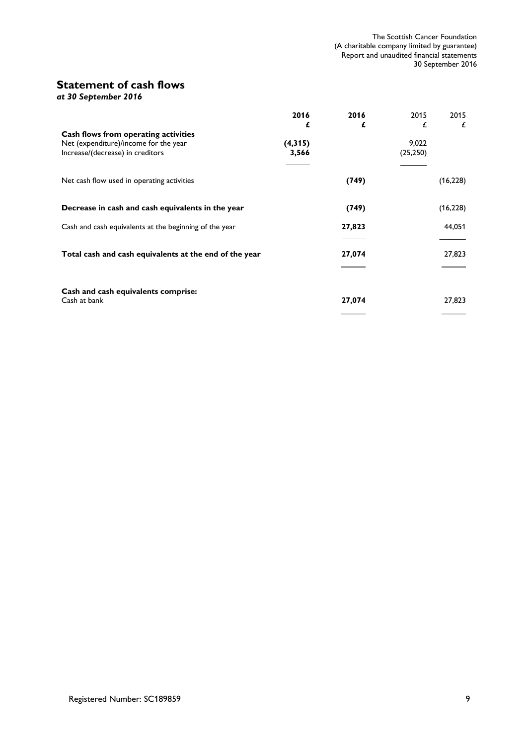## Statement of cash flows

*at 30 September 2016*

| | 2016 | 2016 | 2015 | 2015 |
|---|---|---|---|---|
| | £ | £ | £ | £ |
| **Cash flows from operating activities** | | | | |
| Net (expenditure)/income for the year | **(4,315)** | | 9,022 | |
| Increase/(decrease) in creditors | **3,566** | | (25,250) | |
| Net cash flow used in operating activities | | **(749)** | | (16,228) |
| **Decrease in cash and cash equivalents in the year** | | **(749)** | | (16,228) |
| Cash and cash equivalents at the beginning of the year | | **27,823** | | 44,051 |
| **Total cash and cash equivalents at the end of the year** | | **27,074** | | 27,823 |
| **Cash and cash equivalents comprise:** | | | | |
| Cash at bank | | **27,074** | | 27,823 |

Registered Number: SC189859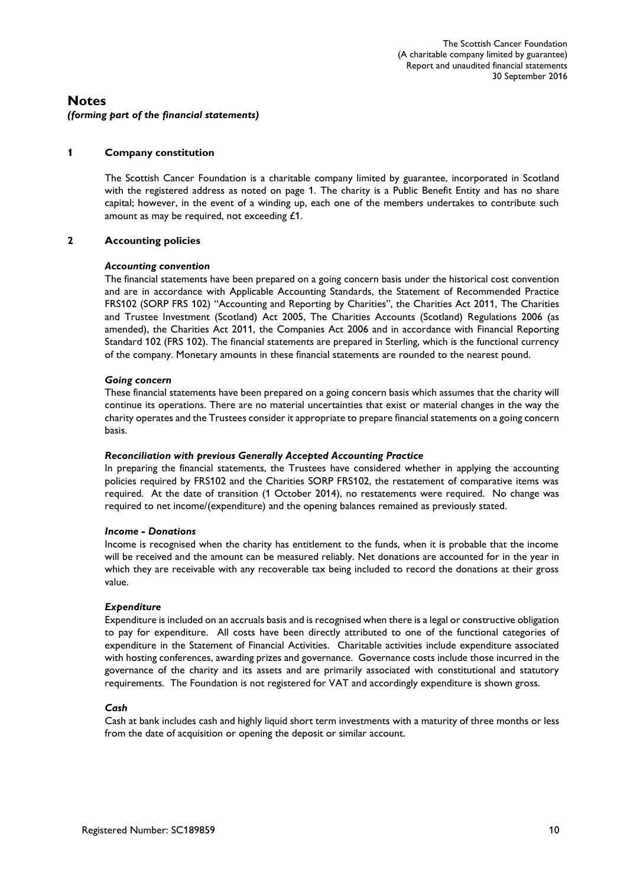# Notes

*(forming part of the financial statements)*

## 1 Company constitution

The Scottish Cancer Foundation is a charitable company limited by guarantee, incorporated in Scotland with the registered address as noted on page 1. The charity is a Public Benefit Entity and has no share capital; however, in the event of a winding up, each one of the members undertakes to contribute such amount as may be required, not exceeding £1.

## 2 Accounting policies

***Accounting convention***

The financial statements have been prepared on a going concern basis under the historical cost convention and are in accordance with Applicable Accounting Standards, the Statement of Recommended Practice FRS102 (SORP FRS 102) "Accounting and Reporting by Charities", the Charities Act 2011, The Charities and Trustee Investment (Scotland) Act 2005, The Charities Accounts (Scotland) Regulations 2006 (as amended), the Charities Act 2011, the Companies Act 2006 and in accordance with Financial Reporting Standard 102 (FRS 102). The financial statements are prepared in Sterling, which is the functional currency of the company. Monetary amounts in these financial statements are rounded to the nearest pound.

***Going concern***

These financial statements have been prepared on a going concern basis which assumes that the charity will continue its operations. There are no material uncertainties that exist or material changes in the way the charity operates and the Trustees consider it appropriate to prepare financial statements on a going concern basis.

***Reconciliation with previous Generally Accepted Accounting Practice***

In preparing the financial statements, the Trustees have considered whether in applying the accounting policies required by FRS102 and the Charities SORP FRS102, the restatement of comparative items was required. At the date of transition (1 October 2014), no restatements were required. No change was required to net income/(expenditure) and the opening balances remained as previously stated.

***Income - Donations***

Income is recognised when the charity has entitlement to the funds, when it is probable that the income will be received and the amount can be measured reliably. Net donations are accounted for in the year in which they are receivable with any recoverable tax being included to record the donations at their gross value.

***Expenditure***

Expenditure is included on an accruals basis and is recognised when there is a legal or constructive obligation to pay for expenditure. All costs have been directly attributed to one of the functional categories of expenditure in the Statement of Financial Activities. Charitable activities include expenditure associated with hosting conferences, awarding prizes and governance. Governance costs include those incurred in the governance of the charity and its assets and are primarily associated with constitutional and statutory requirements. The Foundation is not registered for VAT and accordingly expenditure is shown gross.

***Cash***

Cash at bank includes cash and highly liquid short term investments with a maturity of three months or less from the date of acquisition or opening the deposit or similar account.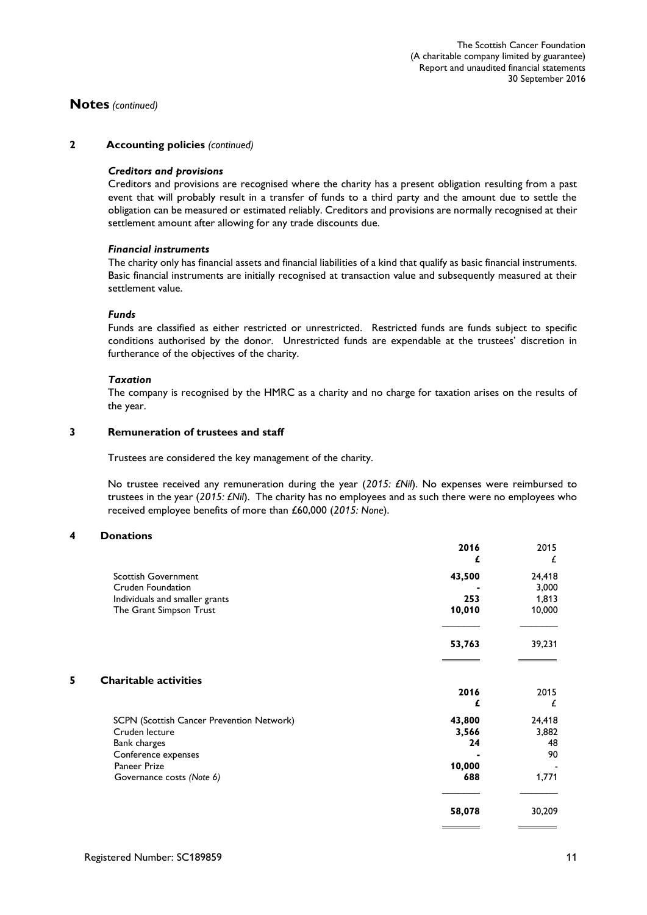# Notes *(continued)*

## 2 Accounting policies *(continued)*

***Creditors and provisions***

Creditors and provisions are recognised where the charity has a present obligation resulting from a past event that will probably result in a transfer of funds to a third party and the amount due to settle the obligation can be measured or estimated reliably. Creditors and provisions are normally recognised at their settlement amount after allowing for any trade discounts due.

***Financial instruments***

The charity only has financial assets and financial liabilities of a kind that qualify as basic financial instruments. Basic financial instruments are initially recognised at transaction value and subsequently measured at their settlement value.

***Funds***

Funds are classified as either restricted or unrestricted. Restricted funds are funds subject to specific conditions authorised by the donor. Unrestricted funds are expendable at the trustees' discretion in furtherance of the objectives of the charity.

***Taxation***

The company is recognised by the HMRC as a charity and no charge for taxation arises on the results of the year.

## 3 Remuneration of trustees and staff

Trustees are considered the key management of the charity.

No trustee received any remuneration during the year (*2015: £Nil*). No expenses were reimbursed to trustees in the year (*2015: £Nil*). The charity has no employees and as such there were no employees who received employee benefits of more than £60,000 (*2015: None*).

## 4 Donations

| | **2016** | 2015 |
|---|---|---|
| | **£** | £ |
| Scottish Government | **43,500** | 24,418 |
| Cruden Foundation | **-** | 3,000 |
| Individuals and smaller grants | **253** | 1,813 |
| The Grant Simpson Trust | **10,010** | 10,000 |
| | **53,763** | 39,231 |

## 5 Charitable activities

| | **2016** | 2015 |
|---|---|---|
| | **£** | £ |
| SCPN (Scottish Cancer Prevention Network) | **43,800** | 24,418 |
| Cruden lecture | **3,566** | 3,882 |
| Bank charges | **24** | 48 |
| Conference expenses | **-** | 90 |
| Paneer Prize | **10,000** | - |
| Governance costs *(Note 6)* | **688** | 1,771 |
| | **58,078** | 30,209 |

Registered Number: SC189859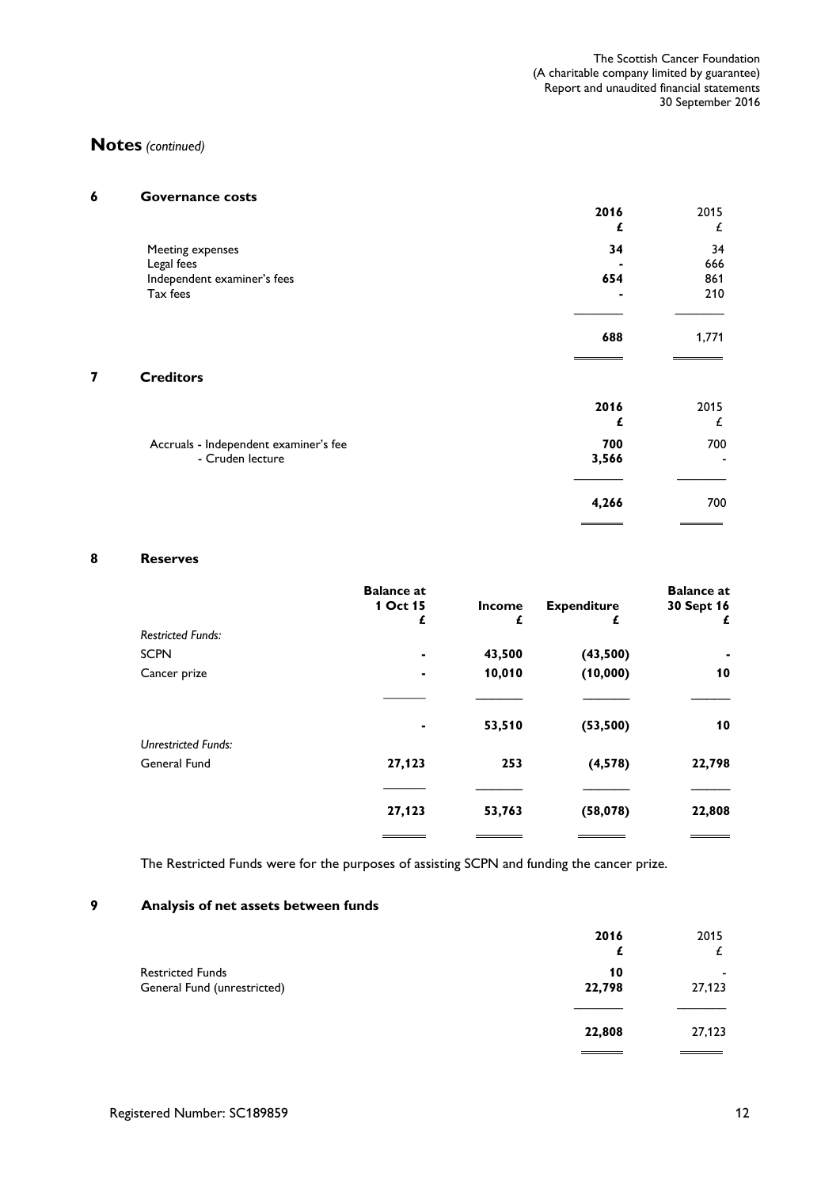# Notes *(continued)*

## 6 Governance costs

| | 2016 £ | 2015 £ |
|---|---|---|
| Meeting expenses | **34** | 34 |
| Legal fees | **-** | 666 |
| Independent examiner's fees | **654** | 861 |
| Tax fees | **-** | 210 |
| | **688** | 1,771 |

## 7 Creditors

| | 2016 £ | 2015 £ |
|---|---|---|
| Accruals - Independent examiner's fee | **700** | 700 |
| - Cruden lecture | **3,566** | - |
| | **4,266** | 700 |

## 8 Reserves

| | Balance at 1 Oct 15 £ | Income £ | Expenditure £ | Balance at 30 Sept 16 £ |
|---|---|---|---|---|
| *Restricted Funds:* | | | | |
| SCPN | **-** | **43,500** | **(43,500)** | **-** |
| Cancer prize | **-** | **10,010** | **(10,000)** | **10** |
| | **-** | **53,510** | **(53,500)** | **10** |
| *Unrestricted Funds:* | | | | |
| General Fund | **27,123** | **253** | **(4,578)** | **22,798** |
| | **27,123** | **53,763** | **(58,078)** | **22,808** |

The Restricted Funds were for the purposes of assisting SCPN and funding the cancer prize.

## 9 Analysis of net assets between funds

| | 2016 £ | 2015 £ |
|---|---|---|
| Restricted Funds | **10** | - |
| General Fund (unrestricted) | **22,798** | 27,123 |
| | **22,808** | 27,123 |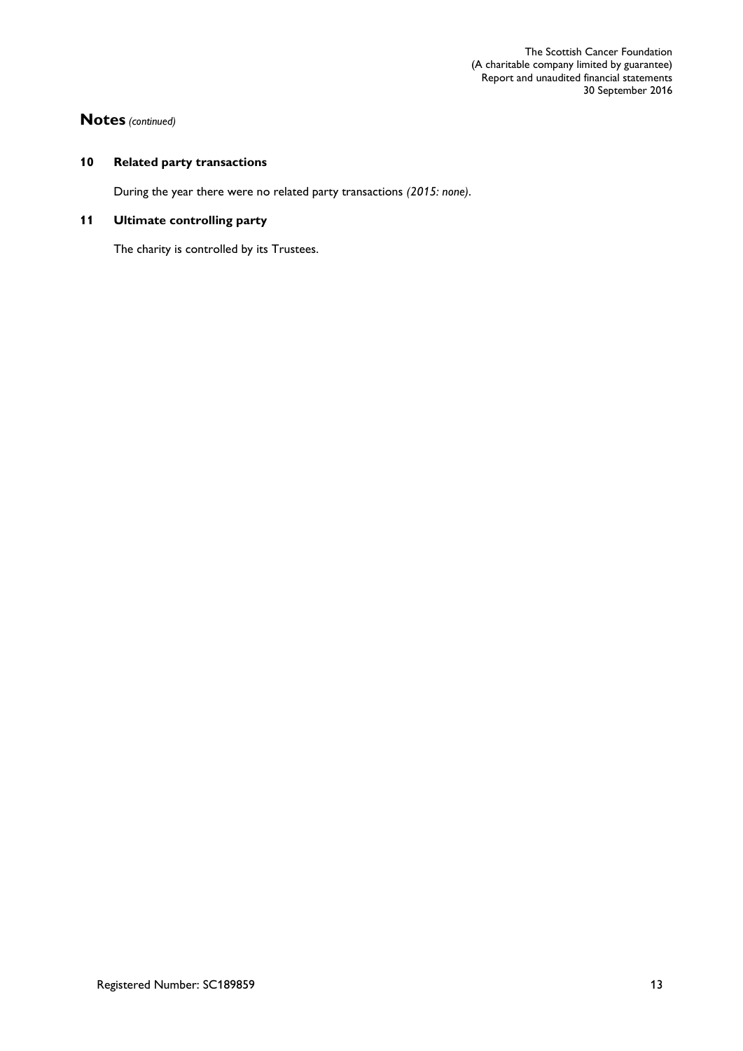## Notes *(continued)*

### 10 Related party transactions

During the year there were no related party transactions *(2015: none)*.

### 11 Ultimate controlling party

The charity is controlled by its Trustees.